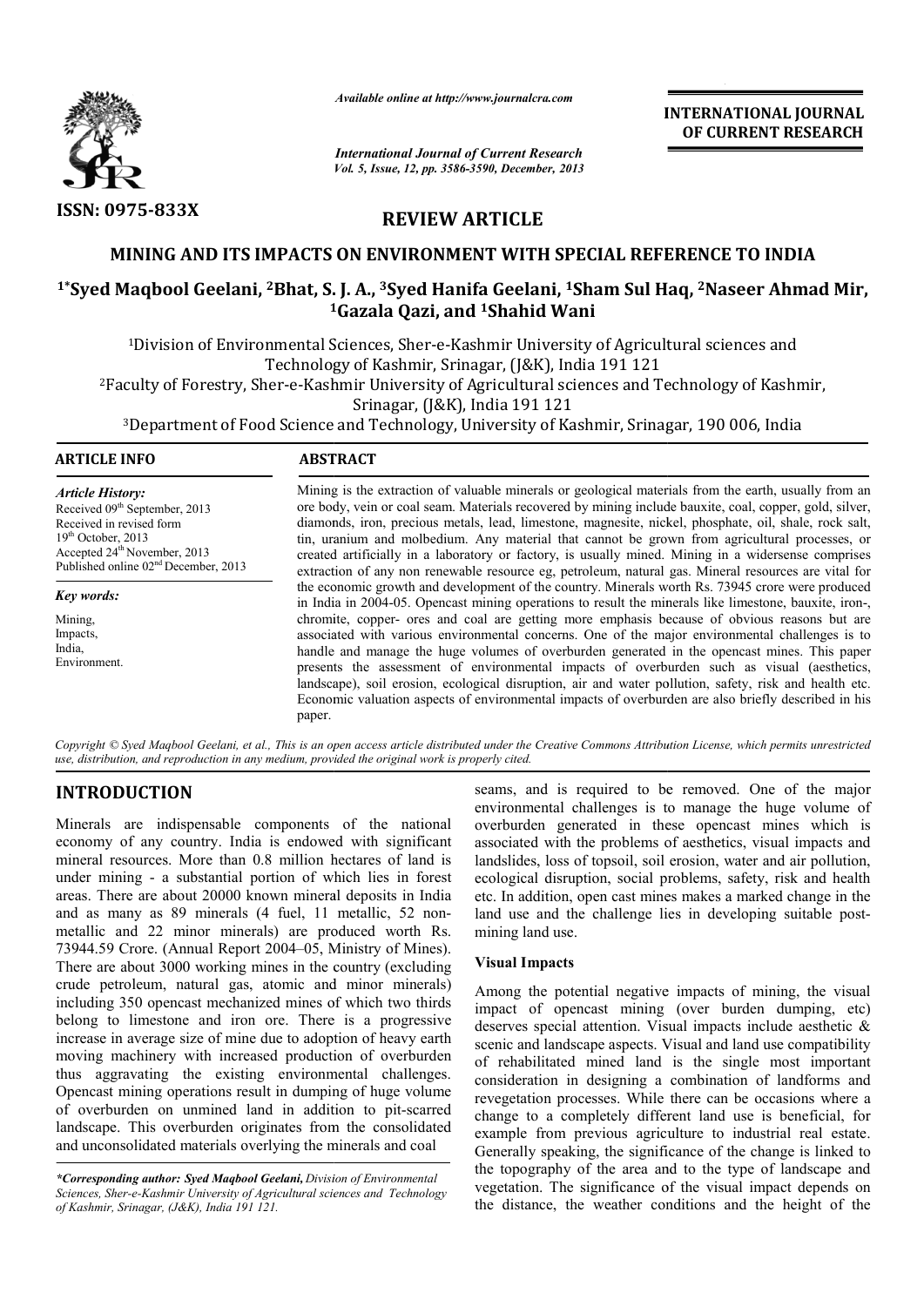*Available online at http://www.journalcra.com*

*International Journal of Current Research*

**INTERNATIONAL JOURNAL OF CURRENT RESEARCH**

ISSN: 0975-833X

## REVIEW ARTICLE

# MINING AND ITS IMPACTS ON ENVIRONMENT WITH SPECIAL REFERENCE TO INDIA

**[1*]Syed Maqbool Geelani, [2]Bhat, S. J. A., [3]Syed Hanifa Geelani, [1]Sham Sul Haq, [2]Naseer Ahmad Mir, [1]Gazala Qazi, and [1]Shahid Wani**

[1]Division of Environmental Sciences, Sher-e-Kashmir University of Agricultural sciences and Technology of Kashmir, Srinagar, (J&K), India 191 121

[2]Faculty of Forestry, Sher-e-Kashmir University of Agricultural sciences and Technology of Kashmir, Srinagar, (J&K), India 191 121

[3]Department of Food Science and Technology, University of Kashmir, Srinagar, 190 006, India

**ARTICLE INFO**

*Article History:*
Received 09th September, 2013
Received in revised form 19th October, 2013
Accepted 24th November, 2013
Published online 02nd December, 2013

*Key words:*
Mining,
Impacts,
India,
Environment.

**ABSTRACT**

Mining is the extraction of valuable minerals or geological materials from the earth, usually from an ore body, vein or coal seam. Materials recovered by mining include bauxite, coal, copper, gold, silver, diamonds, iron, precious metals, lead, limestone, magnesite, nickel, phosphate, oil, shale, rock salt, tin, uranium and molbedium. Any material that cannot be grown from agricultural processes, or created artificially in a laboratory or factory, is usually mined. Mining in a widersense comprises extraction of any non renewable resource eg, petroleum, natural gas. Mineral resources are vital for the economic growth and development of the country. Minerals worth Rs. 73945 crore were produced in India in 2004-05. Opencast mining operations to result the minerals like limestone, bauxite, iron-, chromite, copper- ores and coal are getting more emphasis because of obvious reasons but are associated with various environmental concerns. One of the major environmental challenges is to handle and manage the huge volumes of overburden generated in the opencast mines. This paper presents the assessment of environmental impacts of overburden such as visual (aesthetics, landscape), soil erosion, ecological disruption, air and water pollution, safety, risk and health etc. Economic valuation aspects of environmental impacts of overburden are also briefly described in his paper.

*Copyright © Syed Maqbool Geelani, et al., This is an open access article distributed under the Creative Commons Attribution License, which permits unrestricted use, distribution, and reproduction in any medium, provided the original work is properly cited.*

## INTRODUCTION

Minerals are indispensable components of the national economy of any country. India is endowed with significant mineral resources. More than 0.8 million hectares of land is under mining - a substantial portion of which lies in forest areas. There are about 20000 known mineral deposits in India and as many as 89 minerals (4 fuel, 11 metallic, 52 non-metallic and 22 minor minerals) are produced worth Rs. 73944.59 Crore. (Annual Report 2004–05, Ministry of Mines). There are about 3000 working mines in the country (excluding crude petroleum, natural gas, atomic and minor minerals) including 350 opencast mechanized mines of which two thirds belong to limestone and iron ore. There is a progressive increase in average size of mine due to adoption of heavy earth moving machinery with increased production of overburden thus aggravating the existing environmental challenges. Opencast mining operations result in dumping of huge volume of overburden on unmined land in addition to pit-scarred landscape. This overburden originates from the consolidated and unconsolidated materials overlying the minerals and coal seams, and is required to be removed. One of the major environmental challenges is to manage the huge volume of overburden generated in these opencast mines which is associated with the problems of aesthetics, visual impacts and landslides, loss of topsoil, soil erosion, water and air pollution, ecological disruption, social problems, safety, risk and health etc. In addition, open cast mines makes a marked change in the land use and the challenge lies in developing suitable post-mining land use.

*\*Corresponding author: Syed Maqbool Geelani, Division of Environmental Sciences, Sher-e-Kashmir University of Agricultural sciences and Technology of Kashmir, Srinagar, (J&K), India 191 121.*

### Visual Impacts

Among the potential negative impacts of mining, the visual impact of opencast mining (over burden dumping, etc) deserves special attention. Visual impacts include aesthetic & scenic and landscape aspects. Visual and land use compatibility of rehabilitated mined land is the single most important consideration in designing a combination of landforms and revegetation processes. While there can be occasions where a change to a completely different land use is beneficial, for example from previous agriculture to industrial real estate. Generally speaking, the significance of the change is linked to the topography of the area and to the type of landscape and vegetation. The significance of the visual impact depends on the distance, the weather conditions and the height of the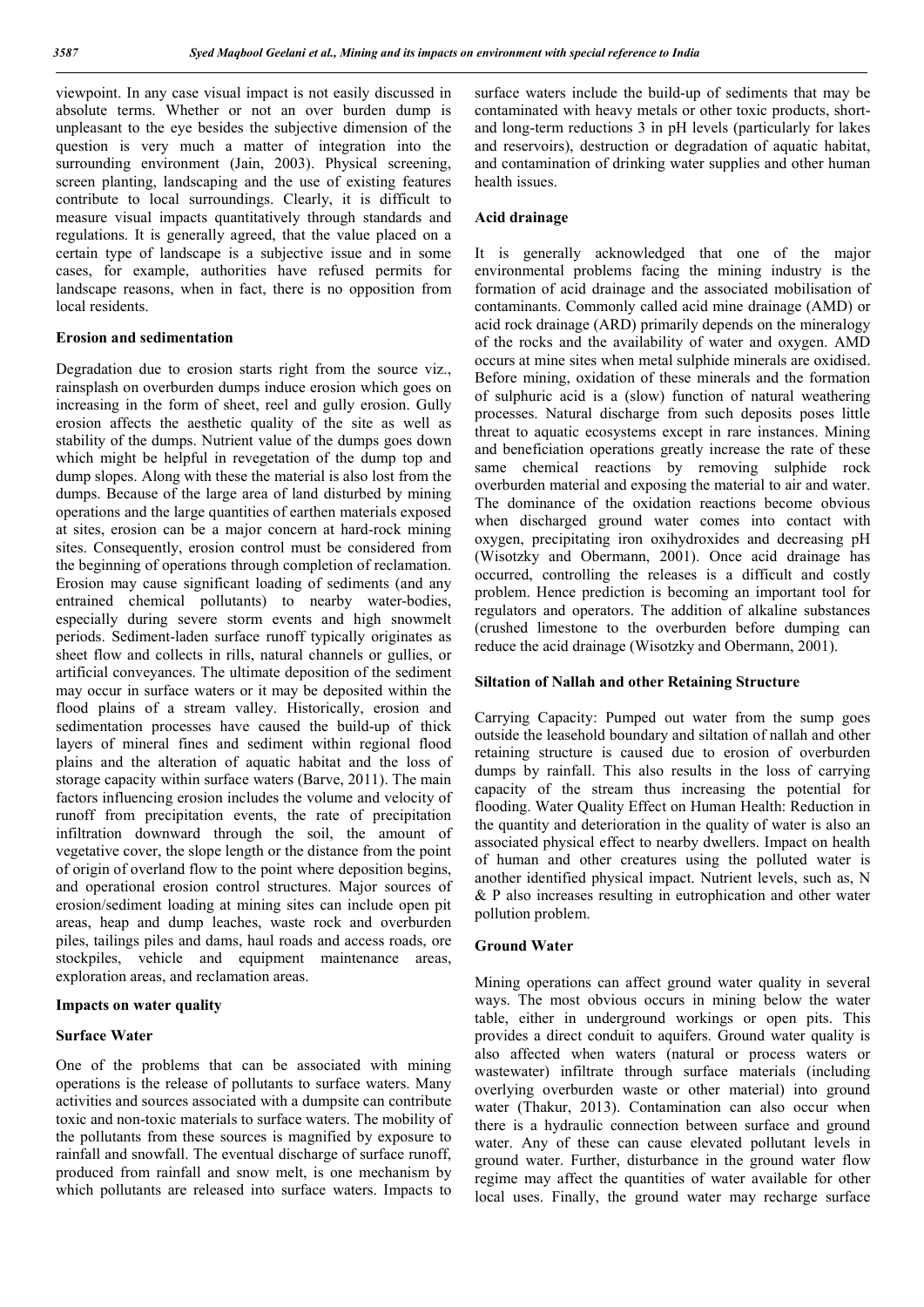viewpoint. In any case visual impact is not easily discussed in absolute terms. Whether or not an over burden dump is unpleasant to the eye besides the subjective dimension of the question is very much a matter of integration into the surrounding environment (Jain, 2003). Physical screening, screen planting, landscaping and the use of existing features contribute to local surroundings. Clearly, it is difficult to measure visual impacts quantitatively through standards and regulations. It is generally agreed, that the value placed on a certain type of landscape is a subjective issue and in some cases, for example, authorities have refused permits for landscape reasons, when in fact, there is no opposition from local residents.

**Erosion and sedimentation**

Degradation due to erosion starts right from the source viz., rainsplash on overburden dumps induce erosion which goes on increasing in the form of sheet, reel and gully erosion. Gully erosion affects the aesthetic quality of the site as well as stability of the dumps. Nutrient value of the dumps goes down which might be helpful in revegetation of the dump top and dump slopes. Along with these the material is also lost from the dumps. Because of the large area of land disturbed by mining operations and the large quantities of earthen materials exposed at sites, erosion can be a major concern at hard-rock mining sites. Consequently, erosion control must be considered from the beginning of operations through completion of reclamation. Erosion may cause significant loading of sediments (and any entrained chemical pollutants) to nearby water-bodies, especially during severe storm events and high snowmelt periods. Sediment-laden surface runoff typically originates as sheet flow and collects in rills, natural channels or gullies, or artificial conveyances. The ultimate deposition of the sediment may occur in surface waters or it may be deposited within the flood plains of a stream valley. Historically, erosion and sedimentation processes have caused the build-up of thick layers of mineral fines and sediment within regional flood plains and the alteration of aquatic habitat and the loss of storage capacity within surface waters (Barve, 2011). The main factors influencing erosion includes the volume and velocity of runoff from precipitation events, the rate of precipitation infiltration downward through the soil, the amount of vegetative cover, the slope length or the distance from the point of origin of overland flow to the point where deposition begins, and operational erosion control structures. Major sources of erosion/sediment loading at mining sites can include open pit areas, heap and dump leaches, waste rock and overburden piles, tailings piles and dams, haul roads and access roads, ore stockpiles, vehicle and equipment maintenance areas, exploration areas, and reclamation areas.

**Impacts on water quality**

**Surface Water**

One of the problems that can be associated with mining operations is the release of pollutants to surface waters. Many activities and sources associated with a dumpsite can contribute toxic and non-toxic materials to surface waters. The mobility of the pollutants from these sources is magnified by exposure to rainfall and snowfall. The eventual discharge of surface runoff, produced from rainfall and snow melt, is one mechanism by which pollutants are released into surface waters. Impacts to surface waters include the build-up of sediments that may be contaminated with heavy metals or other toxic products, short- and long-term reductions 3 in pH levels (particularly for lakes and reservoirs), destruction or degradation of aquatic habitat, and contamination of drinking water supplies and other human health issues.

**Acid drainage**

It is generally acknowledged that one of the major environmental problems facing the mining industry is the formation of acid drainage and the associated mobilisation of contaminants. Commonly called acid mine drainage (AMD) or acid rock drainage (ARD) primarily depends on the mineralogy of the rocks and the availability of water and oxygen. AMD occurs at mine sites when metal sulphide minerals are oxidised. Before mining, oxidation of these minerals and the formation of sulphuric acid is a (slow) function of natural weathering processes. Natural discharge from such deposits poses little threat to aquatic ecosystems except in rare instances. Mining and beneficiation operations greatly increase the rate of these same chemical reactions by removing sulphide rock overburden material and exposing the material to air and water. The dominance of the oxidation reactions become obvious when discharged ground water comes into contact with oxygen, precipitating iron oxihydroxides and decreasing pH (Wisotzky and Obermann, 2001). Once acid drainage has occurred, controlling the releases is a difficult and costly problem. Hence prediction is becoming an important tool for regulators and operators. The addition of alkaline substances (crushed limestone to the overburden before dumping can reduce the acid drainage (Wisotzky and Obermann, 2001).

**Siltation of Nallah and other Retaining Structure**

Carrying Capacity: Pumped out water from the sump goes outside the leasehold boundary and siltation of nallah and other retaining structure is caused due to erosion of overburden dumps by rainfall. This also results in the loss of carrying capacity of the stream thus increasing the potential for flooding. Water Quality Effect on Human Health: Reduction in the quantity and deterioration in the quality of water is also an associated physical effect to nearby dwellers. Impact on health of human and other creatures using the polluted water is another identified physical impact. Nutrient levels, such as, N & P also increases resulting in eutrophication and other water pollution problem.

**Ground Water**

Mining operations can affect ground water quality in several ways. The most obvious occurs in mining below the water table, either in underground workings or open pits. This provides a direct conduit to aquifers. Ground water quality is also affected when waters (natural or process waters or wastewater) infiltrate through surface materials (including overlying overburden waste or other material) into ground water (Thakur, 2013). Contamination can also occur when there is a hydraulic connection between surface and ground water. Any of these can cause elevated pollutant levels in ground water. Further, disturbance in the ground water flow regime may affect the quantities of water available for other local uses. Finally, the ground water may recharge surface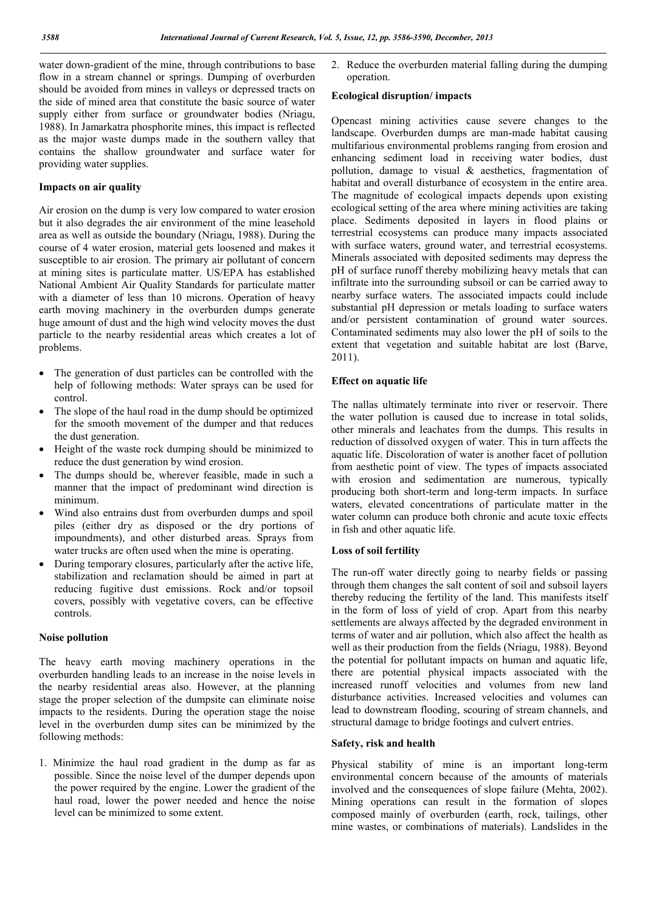water down-gradient of the mine, through contributions to base flow in a stream channel or springs. Dumping of overburden should be avoided from mines in valleys or depressed tracts on the side of mined area that constitute the basic source of water supply either from surface or groundwater bodies (Nriagu, 1988). In Jamarkatra phosphorite mines, this impact is reflected as the major waste dumps made in the southern valley that contains the shallow groundwater and surface water for providing water supplies.

### Impacts on air quality

Air erosion on the dump is very low compared to water erosion but it also degrades the air environment of the mine leasehold area as well as outside the boundary (Nriagu, 1988). During the course of 4 water erosion, material gets loosened and makes it susceptible to air erosion. The primary air pollutant of concern at mining sites is particulate matter. US/EPA has established National Ambient Air Quality Standards for particulate matter with a diameter of less than 10 microns. Operation of heavy earth moving machinery in the overburden dumps generate huge amount of dust and the high wind velocity moves the dust particle to the nearby residential areas which creates a lot of problems.

- The generation of dust particles can be controlled with the help of following methods: Water sprays can be used for control.
- The slope of the haul road in the dump should be optimized for the smooth movement of the dumper and that reduces the dust generation.
- Height of the waste rock dumping should be minimized to reduce the dust generation by wind erosion.
- The dumps should be, wherever feasible, made in such a manner that the impact of predominant wind direction is minimum.
- Wind also entrains dust from overburden dumps and spoil piles (either dry as disposed or the dry portions of impoundments), and other disturbed areas. Sprays from water trucks are often used when the mine is operating.
- During temporary closures, particularly after the active life, stabilization and reclamation should be aimed in part at reducing fugitive dust emissions. Rock and/or topsoil covers, possibly with vegetative covers, can be effective controls.

### Noise pollution

The heavy earth moving machinery operations in the overburden handling leads to an increase in the noise levels in the nearby residential areas also. However, at the planning stage the proper selection of the dumpsite can eliminate noise impacts to the residents. During the operation stage the noise level in the overburden dump sites can be minimized by the following methods:

1. Minimize the haul road gradient in the dump as far as possible. Since the noise level of the dumper depends upon the power required by the engine. Lower the gradient of the haul road, lower the power needed and hence the noise level can be minimized to some extent.
2. Reduce the overburden material falling during the dumping operation.

### Ecological disruption/ impacts

Opencast mining activities cause severe changes to the landscape. Overburden dumps are man-made habitat causing multifarious environmental problems ranging from erosion and enhancing sediment load in receiving water bodies, dust pollution, damage to visual & aesthetics, fragmentation of habitat and overall disturbance of ecosystem in the entire area. The magnitude of ecological impacts depends upon existing ecological setting of the area where mining activities are taking place. Sediments deposited in layers in flood plains or terrestrial ecosystems can produce many impacts associated with surface waters, ground water, and terrestrial ecosystems. Minerals associated with deposited sediments may depress the pH of surface runoff thereby mobilizing heavy metals that can infiltrate into the surrounding subsoil or can be carried away to nearby surface waters. The associated impacts could include substantial pH depression or metals loading to surface waters and/or persistent contamination of ground water sources. Contaminated sediments may also lower the pH of soils to the extent that vegetation and suitable habitat are lost (Barve, 2011).

### Effect on aquatic life

The nallas ultimately terminate into river or reservoir. There the water pollution is caused due to increase in total solids, other minerals and leachates from the dumps. This results in reduction of dissolved oxygen of water. This in turn affects the aquatic life. Discoloration of water is another facet of pollution from aesthetic point of view. The types of impacts associated with erosion and sedimentation are numerous, typically producing both short-term and long-term impacts. In surface waters, elevated concentrations of particulate matter in the water column can produce both chronic and acute toxic effects in fish and other aquatic life.

### Loss of soil fertility

The run-off water directly going to nearby fields or passing through them changes the salt content of soil and subsoil layers thereby reducing the fertility of the land. This manifests itself in the form of loss of yield of crop. Apart from this nearby settlements are always affected by the degraded environment in terms of water and air pollution, which also affect the health as well as their production from the fields (Nriagu, 1988). Beyond the potential for pollutant impacts on human and aquatic life, there are potential physical impacts associated with the increased runoff velocities and volumes from new land disturbance activities. Increased velocities and volumes can lead to downstream flooding, scouring of stream channels, and structural damage to bridge footings and culvert entries.

### Safety, risk and health

Physical stability of mine is an important long-term environmental concern because of the amounts of materials involved and the consequences of slope failure (Mehta, 2002). Mining operations can result in the formation of slopes composed mainly of overburden (earth, rock, tailings, other mine wastes, or combinations of materials). Landslides in the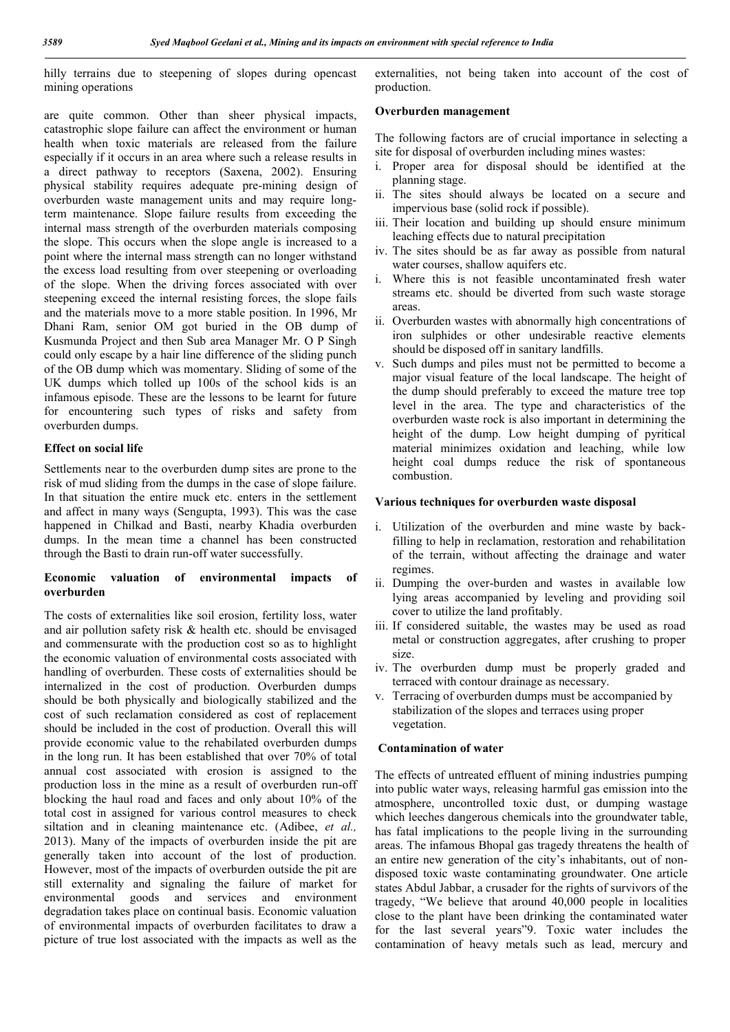hilly terrains due to steepening of slopes during opencast mining operations

are quite common. Other than sheer physical impacts, catastrophic slope failure can affect the environment or human health when toxic materials are released from the failure especially if it occurs in an area where such a release results in a direct pathway to receptors (Saxena, 2002). Ensuring physical stability requires adequate pre-mining design of overburden waste management units and may require long-term maintenance. Slope failure results from exceeding the internal mass strength of the overburden materials composing the slope. This occurs when the slope angle is increased to a point where the internal mass strength can no longer withstand the excess load resulting from over steepening or overloading of the slope. When the driving forces associated with over steepening exceed the internal resisting forces, the slope fails and the materials move to a more stable position. In 1996, Mr Dhani Ram, senior OM got buried in the OB dump of Kusmunda Project and then Sub area Manager Mr. O P Singh could only escape by a hair line difference of the sliding punch of the OB dump which was momentary. Sliding of some of the UK dumps which tolled up 100s of the school kids is an infamous episode. These are the lessons to be learnt for future for encountering such types of risks and safety from overburden dumps.

### Effect on social life

Settlements near to the overburden dump sites are prone to the risk of mud sliding from the dumps in the case of slope failure. In that situation the entire muck etc. enters in the settlement and affect in many ways (Sengupta, 1993). This was the case happened in Chilkad and Basti, nearby Khadia overburden dumps. In the mean time a channel has been constructed through the Basti to drain run-off water successfully.

### Economic valuation of environmental impacts of overburden

The costs of externalities like soil erosion, fertility loss, water and air pollution safety risk & health etc. should be envisaged and commensurate with the production cost so as to highlight the economic valuation of environmental costs associated with handling of overburden. These costs of externalities should be internalized in the cost of production. Overburden dumps should be both physically and biologically stabilized and the cost of such reclamation considered as cost of replacement should be included in the cost of production. Overall this will provide economic value to the rehabilated overburden dumps in the long run. It has been established that over 70% of total annual cost associated with erosion is assigned to the production loss in the mine as a result of overburden run-off blocking the haul road and faces and only about 10% of the total cost in assigned for various control measures to check siltation and in cleaning maintenance etc. (Adibee, *et al.,* 2013). Many of the impacts of overburden inside the pit are generally taken into account of the lost of production. However, most of the impacts of overburden outside the pit are still externality and signaling the failure of market for environmental goods and services and environment degradation takes place on continual basis. Economic valuation of environmental impacts of overburden facilitates to draw a picture of true lost associated with the impacts as well as the externalities, not being taken into account of the cost of production.

### Overburden management

The following factors are of crucial importance in selecting a site for disposal of overburden including mines wastes:

i. Proper area for disposal should be identified at the planning stage.
ii. The sites should always be located on a secure and impervious base (solid rock if possible).
iii. Their location and building up should ensure minimum leaching effects due to natural precipitation
iv. The sites should be as far away as possible from natural water courses, shallow aquifers etc.
i. Where this is not feasible uncontaminated fresh water streams etc. should be diverted from such waste storage areas.
ii. Overburden wastes with abnormally high concentrations of iron sulphides or other undesirable reactive elements should be disposed off in sanitary landfills.
v. Such dumps and piles must not be permitted to become a major visual feature of the local landscape. The height of the dump should preferably to exceed the mature tree top level in the area. The type and characteristics of the overburden waste rock is also important in determining the height of the dump. Low height dumping of pyritical material minimizes oxidation and leaching, while low height coal dumps reduce the risk of spontaneous combustion.

### Various techniques for overburden waste disposal

i. Utilization of the overburden and mine waste by back-filling to help in reclamation, restoration and rehabilitation of the terrain, without affecting the drainage and water regimes.
ii. Dumping the over-burden and wastes in available low lying areas accompanied by leveling and providing soil cover to utilize the land profitably.
iii. If considered suitable, the wastes may be used as road metal or construction aggregates, after crushing to proper size.
iv. The overburden dump must be properly graded and terraced with contour drainage as necessary.
v. Terracing of overburden dumps must be accompanied by stabilization of the slopes and terraces using proper vegetation.

### Contamination of water

The effects of untreated effluent of mining industries pumping into public water ways, releasing harmful gas emission into the atmosphere, uncontrolled toxic dust, or dumping wastage which leeches dangerous chemicals into the groundwater table, has fatal implications to the people living in the surrounding areas. The infamous Bhopal gas tragedy threatens the health of an entire new generation of the city's inhabitants, out of non-disposed toxic waste contaminating groundwater. One article states Abdul Jabbar, a crusader for the rights of survivors of the tragedy, "We believe that around 40,000 people in localities close to the plant have been drinking the contaminated water for the last several years"9. Toxic water includes the contamination of heavy metals such as lead, mercury and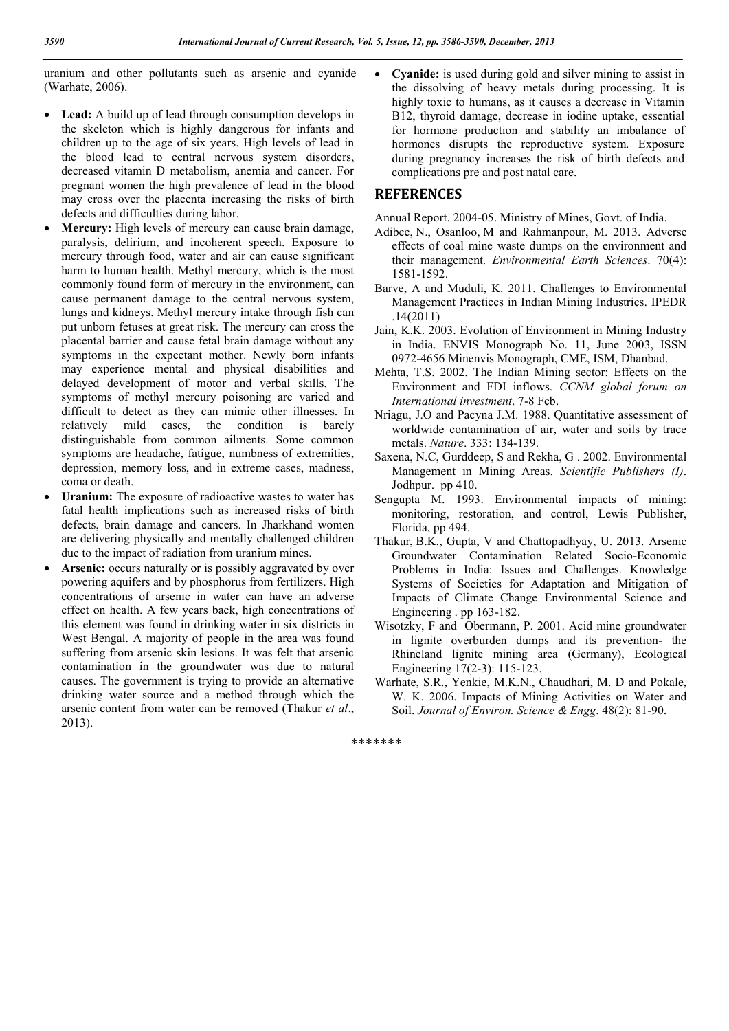uranium and other pollutants such as arsenic and cyanide (Warhate, 2006).

- **Lead:** A build up of lead through consumption develops in the skeleton which is highly dangerous for infants and children up to the age of six years. High levels of lead in the blood lead to central nervous system disorders, decreased vitamin D metabolism, anemia and cancer. For pregnant women the high prevalence of lead in the blood may cross over the placenta increasing the risks of birth defects and difficulties during labor.
- **Mercury:** High levels of mercury can cause brain damage, paralysis, delirium, and incoherent speech. Exposure to mercury through food, water and air can cause significant harm to human health. Methyl mercury, which is the most commonly found form of mercury in the environment, can cause permanent damage to the central nervous system, lungs and kidneys. Methyl mercury intake through fish can put unborn fetuses at great risk. The mercury can cross the placental barrier and cause fetal brain damage without any symptoms in the expectant mother. Newly born infants may experience mental and physical disabilities and delayed development of motor and verbal skills. The symptoms of methyl mercury poisoning are varied and difficult to detect as they can mimic other illnesses. In relatively mild cases, the condition is barely distinguishable from common ailments. Some common symptoms are headache, fatigue, numbness of extremities, depression, memory loss, and in extreme cases, madness, coma or death.
- **Uranium:** The exposure of radioactive wastes to water has fatal health implications such as increased risks of birth defects, brain damage and cancers. In Jharkhand women are delivering physically and mentally challenged children due to the impact of radiation from uranium mines.
- **Arsenic:** occurs naturally or is possibly aggravated by over powering aquifers and by phosphorus from fertilizers. High concentrations of arsenic in water can have an adverse effect on health. A few years back, high concentrations of this element was found in drinking water in six districts in West Bengal. A majority of people in the area was found suffering from arsenic skin lesions. It was felt that arsenic contamination in the groundwater was due to natural causes. The government is trying to provide an alternative drinking water source and a method through which the arsenic content from water can be removed (Thakur *et al*., 2013).
- **Cyanide:** is used during gold and silver mining to assist in the dissolving of heavy metals during processing. It is highly toxic to humans, as it causes a decrease in Vitamin B12, thyroid damage, decrease in iodine uptake, essential for hormone production and stability an imbalance of hormones disrupts the reproductive system. Exposure during pregnancy increases the risk of birth defects and complications pre and post natal care.

## REFERENCES

Annual Report. 2004-05. Ministry of Mines, Govt. of India.

Adibee, N., Osanloo, M and Rahmanpour, M. 2013. Adverse effects of coal mine waste dumps on the environment and their management. *Environmental Earth Sciences*. 70(4): 1581-1592.

Barve, A and Muduli, K. 2011. Challenges to Environmental Management Practices in Indian Mining Industries. IPEDR .14(2011)

Jain, K.K. 2003. Evolution of Environment in Mining Industry in India. ENVIS Monograph No. 11, June 2003, ISSN 0972-4656 Minenvis Monograph, CME, ISM, Dhanbad.

Mehta, T.S. 2002. The Indian Mining sector: Effects on the Environment and FDI inflows. *CCNM global forum on International investment*. 7-8 Feb.

Nriagu, J.O and Pacyna J.M. 1988. Quantitative assessment of worldwide contamination of air, water and soils by trace metals. *Nature*. 333: 134-139.

Saxena, N.C, Gurddeep, S and Rekha, G . 2002. Environmental Management in Mining Areas. *Scientific Publishers (I)*. Jodhpur. pp 410.

Sengupta M. 1993. Environmental impacts of mining: monitoring, restoration, and control, Lewis Publisher, Florida, pp 494.

Thakur, B.K., Gupta, V and Chattopadhyay, U. 2013. Arsenic Groundwater Contamination Related Socio-Economic Problems in India: Issues and Challenges. Knowledge Systems of Societies for Adaptation and Mitigation of Impacts of Climate Change Environmental Science and Engineering . pp 163-182.

Wisotzky, F and Obermann, P. 2001. Acid mine groundwater in lignite overburden dumps and its prevention- the Rhineland lignite mining area (Germany), Ecological Engineering 17(2-3): 115-123.

Warhate, S.R., Yenkie, M.K.N., Chaudhari, M. D and Pokale, W. K. 2006. Impacts of Mining Activities on Water and Soil. *Journal of Environ. Science & Engg*. 48(2): 81-90.

*******